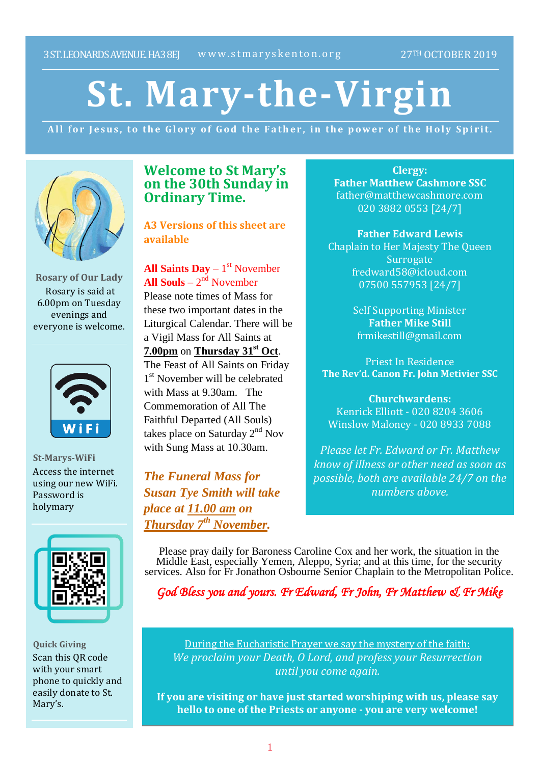3 ST. LEONARDS AVENUE. HA3 8EJ    www.stmaryskenton.org    27TH OCTOBER 2019

# St. Mary-the-Virgin

All for Jesus, to the Glory of God the Father, in the power of the Holy Spirit.

## Welcome to St Mary's on the 30th Sunday in Ordinary Time.

**A3 Versions of this sheet are available**

**All Saints Day** – 1st November
**All Souls** – 2nd November
Please note times of Mass for these two important dates in the Liturgical Calendar. There will be a Vigil Mass for All Saints at **7.00pm** on **Thursday 31st Oct**. The Feast of All Saints on Friday 1st November will be celebrated with Mass at 9.30am. The Commemoration of All The Faithful Departed (All Souls) takes place on Saturday 2nd Nov with Sung Mass at 10.30am.

***The Funeral Mass for Susan Tye Smith will take place at 11.00 am on Thursday 7th November.***

**Clergy:**
**Father Matthew Cashmore SSC**
father@matthewcashmore.com
020 3882 0553 [24/7]

**Father Edward Lewis**
Chaplain to Her Majesty The Queen
Surrogate
fredward58@icloud.com
07500 557953 [24/7]

Self Supporting Minister
**Father Mike Still**
frmikestill@gmail.com

Priest In Residence
**The Rev'd. Canon Fr. John Metivier SSC**

**Churchwardens:**
Kenrick Elliott - 020 8204 3606
Winslow Maloney - 020 8933 7088

*Please let Fr. Edward or Fr. Matthew know of illness or other need as soon as possible, both are available 24/7 on the numbers above.*

Please pray daily for Baroness Caroline Cox and her work, the situation in the Middle East, especially Yemen, Aleppo, Syria; and at this time, for the security services. Also for Fr Jonathon Osbourne Senior Chaplain to the Metropolitan Police.

*God Bless you and yours. Fr Edward, Fr John, Fr Matthew & Fr Mike*

During the Eucharistic Prayer we say the mystery of the faith:
*We proclaim your Death, O Lord, and profess your Resurrection until you come again.*

**If you are visiting or have just started worshiping with us, please say hello to one of the Priests or anyone - you are very welcome!**

**Rosary of Our Lady**
Rosary is said at 6.00pm on Tuesday evenings and everyone is welcome.

**St-Marys-WiFi**
Access the internet using our new WiFi. Password is holymary

**Quick Giving**
Scan this QR code with your smart phone to quickly and easily donate to St. Mary's.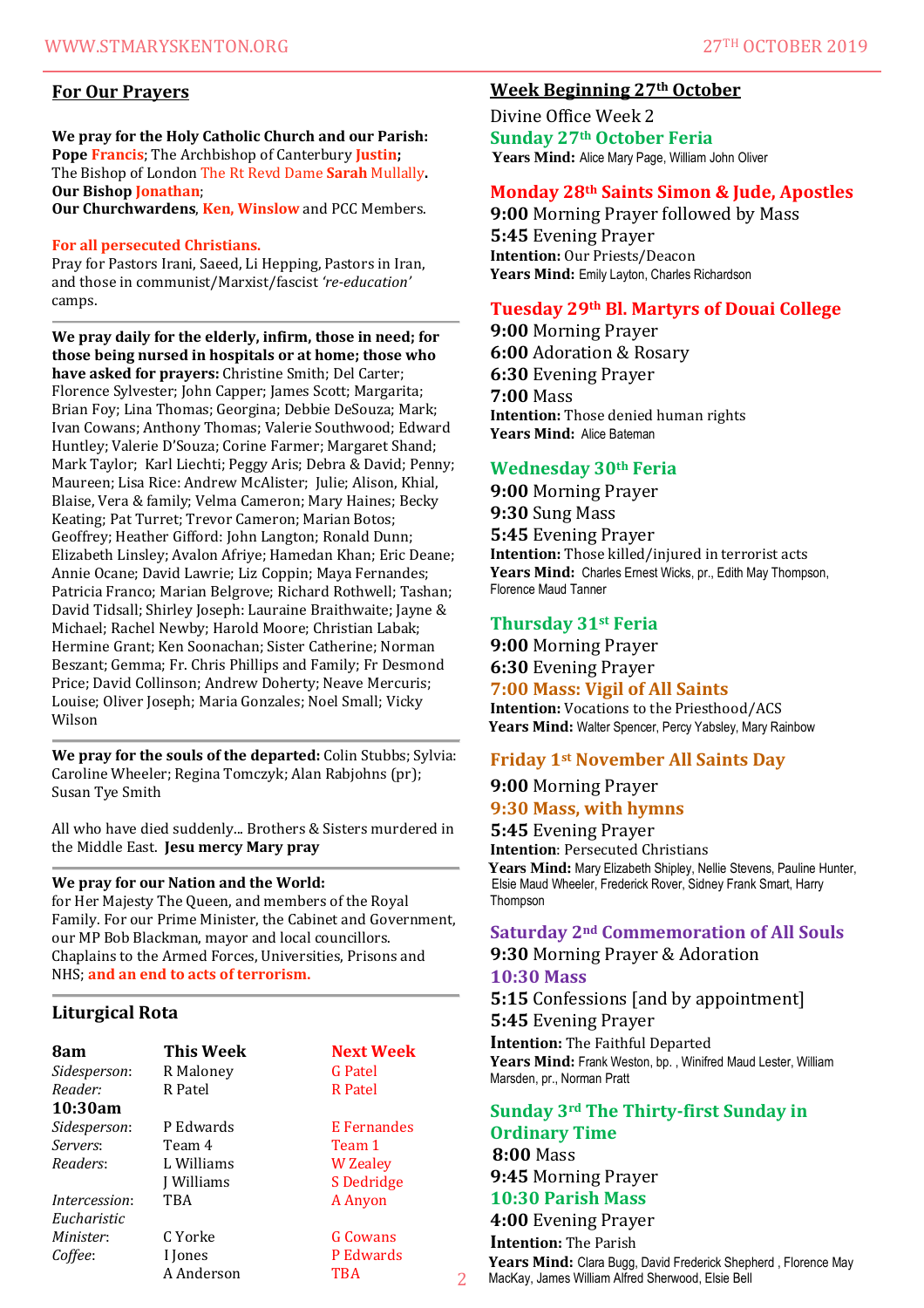## For Our Prayers

**We pray for the Holy Catholic Church and our Parish:**
**Pope Francis**; The Archbishop of Canterbury **Justin;**
The Bishop of London The Rt Revd Dame **Sarah** Mullally.
**Our Bishop Jonathan**;
**Our Churchwardens**, **Ken, Winslow** and PCC Members.

**For all persecuted Christians.**
Pray for Pastors Irani, Saeed, Li Hepping, Pastors in Iran, and those in communist/Marxist/fascist *'re-education'* camps.

**We pray daily for the elderly, infirm, those in need; for those being nursed in hospitals or at home; those who have asked for prayers:** Christine Smith; Del Carter; Florence Sylvester; John Capper; James Scott; Margarita; Brian Foy; Lina Thomas; Georgina; Debbie DeSouza; Mark; Ivan Cowans; Anthony Thomas; Valerie Southwood; Edward Huntley; Valerie D'Souza; Corine Farmer; Margaret Shand; Mark Taylor; Karl Liechti; Peggy Aris; Debra & David; Penny; Maureen; Lisa Rice: Andrew McAlister; Julie; Alison, Khial, Blaise, Vera & family; Velma Cameron; Mary Haines; Becky Keating; Pat Turret; Trevor Cameron; Marian Botos; Geoffrey; Heather Gifford: John Langton; Ronald Dunn; Elizabeth Linsley; Avalon Afriye; Hamedan Khan; Eric Deane; Annie Ocane; David Lawrie; Liz Coppin; Maya Fernandes; Patricia Franco; Marian Belgrove; Richard Rothwell; Tashan; David Tidsall; Shirley Joseph: Lauraine Braithwaite; Jayne & Michael; Rachel Newby; Harold Moore; Christian Labak; Hermine Grant; Ken Soonachan; Sister Catherine; Norman Beszant; Gemma; Fr. Chris Phillips and Family; Fr Desmond Price; David Collinson; Andrew Doherty; Neave Mercuris; Louise; Oliver Joseph; Maria Gonzales; Noel Small; Vicky Wilson

**We pray for the souls of the departed:** Colin Stubbs; Sylvia: Caroline Wheeler; Regina Tomczyk; Alan Rabjohns (pr); Susan Tye Smith

All who have died suddenly... Brothers & Sisters murdered in the Middle East. **Jesu mercy Mary pray**

**We pray for our Nation and the World:**
for Her Majesty The Queen, and members of the Royal Family. For our Prime Minister, the Cabinet and Government, our MP Bob Blackman, mayor and local councillors. Chaplains to the Armed Forces, Universities, Prisons and NHS; **and an end to acts of terrorism.**

## Liturgical Rota

| | This Week | Next Week |
|---|---|---|
| **8am** | | |
| *Sidesperson*: | R Maloney | G Patel |
| *Reader:* | R Patel | R Patel |
| **10:30am** | | |
| *Sidesperson*: | P Edwards | E Fernandes |
| *Servers*: | Team 4 | Team 1 |
| *Readers*: | L Williams | W Zealey |
| | J Williams | S Dedridge |
| *Intercession*: | TBA | A Anyon |
| *Eucharistic Minister*: | C Yorke | G Cowans |
| *Coffee*: | I Jones | P Edwards |
| | A Anderson | TBA |

## Week Beginning 27th October

Divine Office Week 2

**Sunday 27th October Feria**
**Years Mind:** Alice Mary Page, William John Oliver

**Monday 28th Saints Simon & Jude, Apostles**
**9:00** Morning Prayer followed by Mass
**5:45** Evening Prayer
**Intention:** Our Priests/Deacon
**Years Mind:** Emily Layton, Charles Richardson

**Tuesday 29th Bl. Martyrs of Douai College**
**9:00** Morning Prayer
**6:00** Adoration & Rosary
**6:30** Evening Prayer
**7:00** Mass
**Intention:** Those denied human rights
**Years Mind:** Alice Bateman

**Wednesday 30th Feria**
**9:00** Morning Prayer
**9:30** Sung Mass
**5:45** Evening Prayer
**Intention:** Those killed/injured in terrorist acts
**Years Mind:** Charles Ernest Wicks, pr., Edith May Thompson, Florence Maud Tanner

**Thursday 31st Feria**
**9:00** Morning Prayer
**6:30** Evening Prayer
**7:00 Mass: Vigil of All Saints**
**Intention:** Vocations to the Priesthood/ACS
**Years Mind:** Walter Spencer, Percy Yabsley, Mary Rainbow

**Friday 1st November All Saints Day**
**9:00** Morning Prayer
**9:30 Mass, with hymns**
**5:45** Evening Prayer
**Intention**: Persecuted Christians
**Years Mind:** Mary Elizabeth Shipley, Nellie Stevens, Pauline Hunter, Elsie Maud Wheeler, Frederick Rover, Sidney Frank Smart, Harry Thompson

**Saturday 2nd Commemoration of All Souls**
**9:30** Morning Prayer & Adoration
**10:30 Mass**
**5:15** Confessions [and by appointment]
**5:45** Evening Prayer
**Intention:** The Faithful Departed
**Years Mind:** Frank Weston, bp. , Winifred Maud Lester, William Marsden, pr., Norman Pratt

**Sunday 3rd The Thirty-first Sunday in Ordinary Time**
**8:00** Mass
**9:45** Morning Prayer
**10:30 Parish Mass**
**4:00** Evening Prayer
**Intention:** The Parish
**Years Mind:** Clara Bugg, David Frederick Shepherd , Florence May MacKay, James William Alfred Sherwood, Elsie Bell